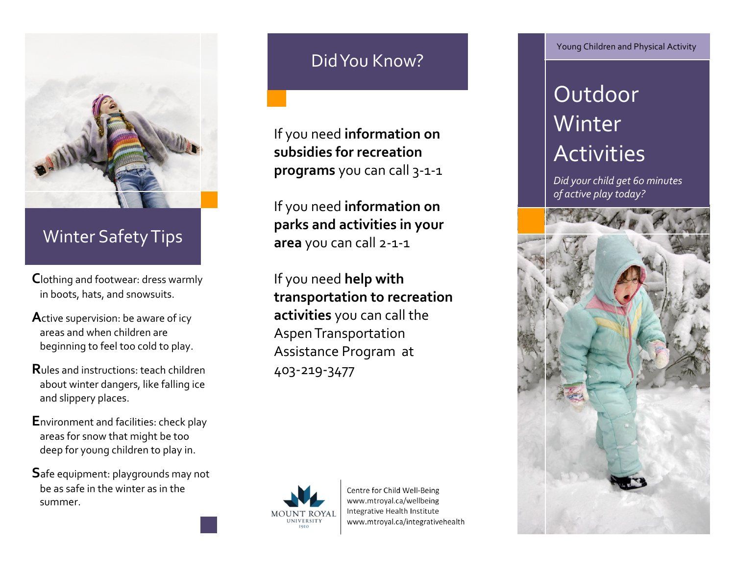## Winter Safety Tips

**C**lothing and footwear: dress warmly in boots, hats, and snowsuits.

**A**ctive supervision: be aware of icy areas and when children are beginning to feel too cold to play.

**R**ules and instructions: teach children about winter dangers, like falling ice and slippery places.

**E**nvironment and facilities: check play areas for snow that might be too deep for young children to play in.

**S**afe equipment: playgrounds may not be as safe in the winter as in the summer.

## Did You Know?

If you need **information on subsidies for recreation programs** you can call 3-1-1

If you need **information on parks and activities in your area** you can call 2-1-1

If you need **help with transportation to recreation activities** you can call the Aspen Transportation Assistance Program at 403-219-3477

MOUNT ROYAL UNIVERSITY 1910

Centre for Child Well-Being
www.mtroyal.ca/wellbeing
Integrative Health Institute
www.mtroyal.ca/integrativehealth

Young Children and Physical Activity

# Outdoor Winter Activities

*Did your child get 60 minutes of active play today?*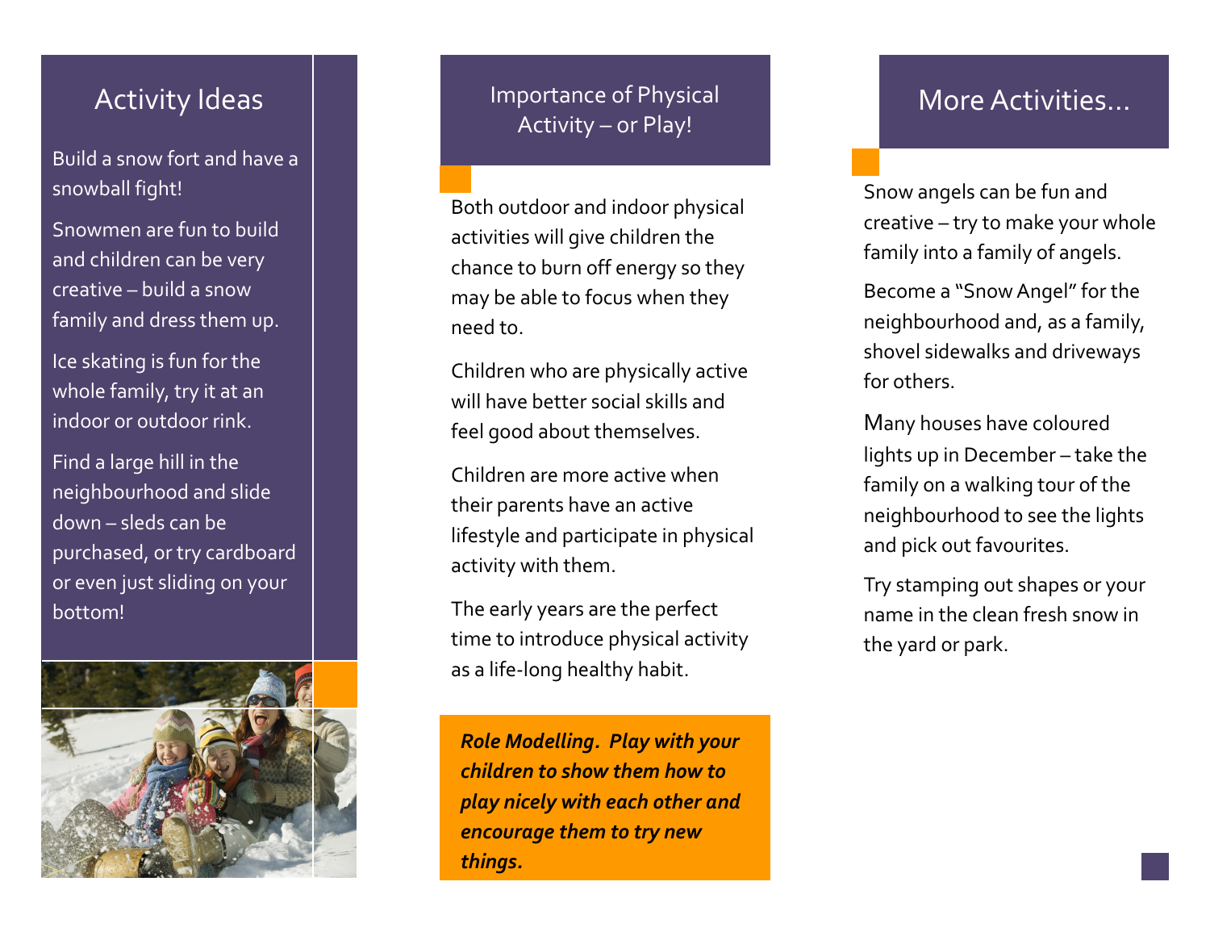## Activity Ideas

Build a snow fort and have a snowball fight!

Snowmen are fun to build and children can be very creative – build a snow family and dress them up.

Ice skating is fun for the whole family, try it at an indoor or outdoor rink.

Find a large hill in the neighbourhood and slide down – sleds can be purchased, or try cardboard or even just sliding on your bottom!

## Importance of Physical Activity – or Play!

Both outdoor and indoor physical activities will give children the chance to burn off energy so they may be able to focus when they need to.

Children who are physically active will have better social skills and feel good about themselves.

Children are more active when their parents have an active lifestyle and participate in physical activity with them.

The early years are the perfect time to introduce physical activity as a life-long healthy habit.

***Role Modelling. Play with your children to show them how to play nicely with each other and encourage them to try new things.***

## More Activities...

Snow angels can be fun and creative – try to make your whole family into a family of angels.

Become a "Snow Angel" for the neighbourhood and, as a family, shovel sidewalks and driveways for others.

Many houses have coloured lights up in December – take the family on a walking tour of the neighbourhood to see the lights and pick out favourites.

Try stamping out shapes or your name in the clean fresh snow in the yard or park.